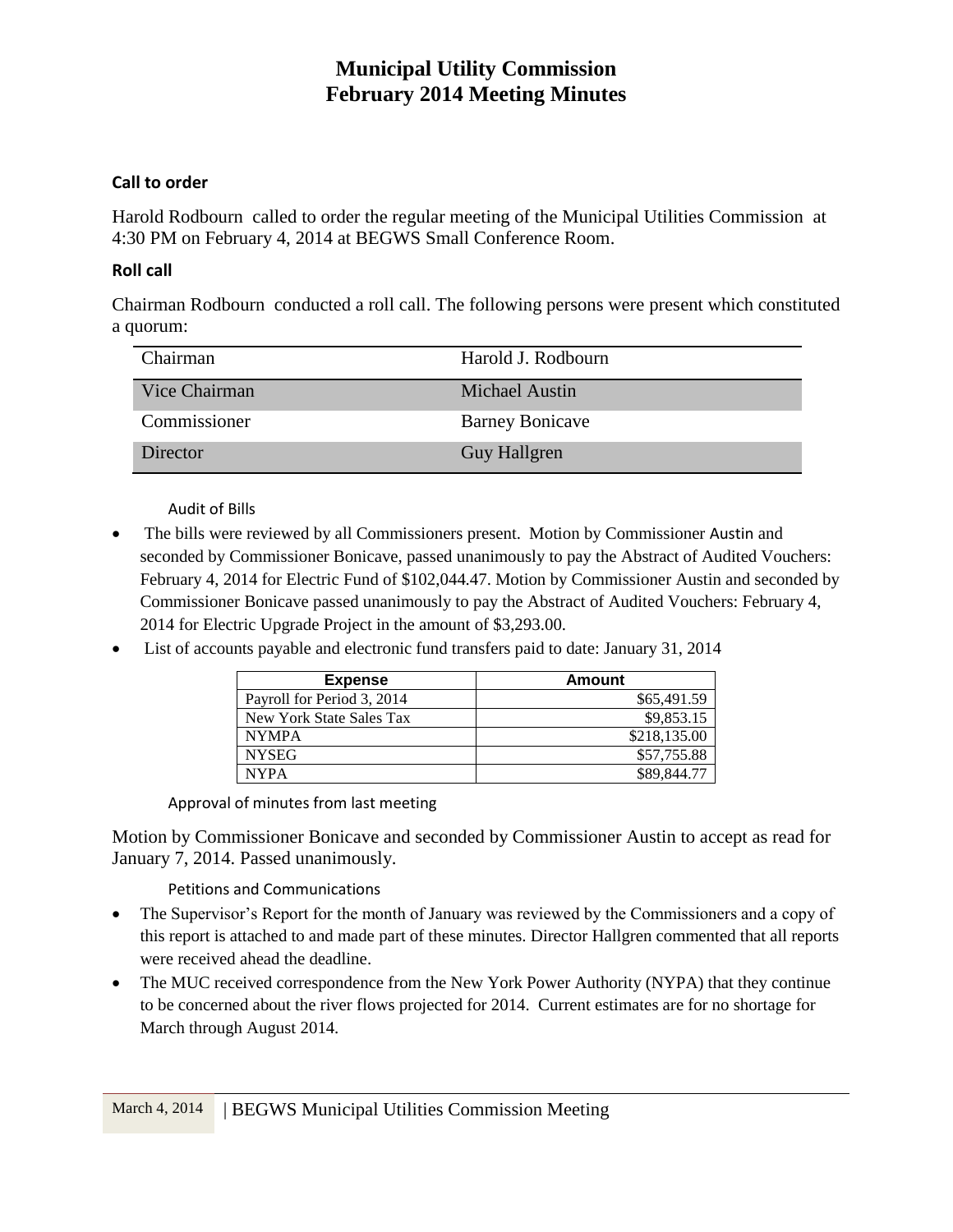# Municipal Utility Commission
# February 2014 Meeting Minutes

### Call to order

Harold Rodbourn called to order the regular meeting of the Municipal Utilities Commission at 4:30 PM on February 4, 2014 at BEGWS Small Conference Room.

### Roll call

Chairman Rodbourn conducted a roll call. The following persons were present which constituted a quorum:

| | |
|---|---|
| Chairman | Harold J. Rodbourn |
| Vice Chairman | Michael Austin |
| Commissioner | Barney Bonicave |
| Director | Guy Hallgren |

Audit of Bills

- The bills were reviewed by all Commissioners present. Motion by Commissioner Austin and seconded by Commissioner Bonicave, passed unanimously to pay the Abstract of Audited Vouchers: February 4, 2014 for Electric Fund of $102,044.47. Motion by Commissioner Austin and seconded by Commissioner Bonicave passed unanimously to pay the Abstract of Audited Vouchers: February 4, 2014 for Electric Upgrade Project in the amount of $3,293.00.
- List of accounts payable and electronic fund transfers paid to date: January 31, 2014

| Expense | Amount |
|---|---:|
| Payroll for Period 3, 2014 | $65,491.59 |
| New York State Sales Tax | $9,853.15 |
| NYMPA | $218,135.00 |
| NYSEG | $57,755.88 |
| NYPA | $89,844.77 |

Approval of minutes from last meeting

Motion by Commissioner Bonicave and seconded by Commissioner Austin to accept as read for January 7, 2014. Passed unanimously.

Petitions and Communications

- The Supervisor's Report for the month of January was reviewed by the Commissioners and a copy of this report is attached to and made part of these minutes. Director Hallgren commented that all reports were received ahead the deadline.
- The MUC received correspondence from the New York Power Authority (NYPA) that they continue to be concerned about the river flows projected for 2014. Current estimates are for no shortage for March through August 2014.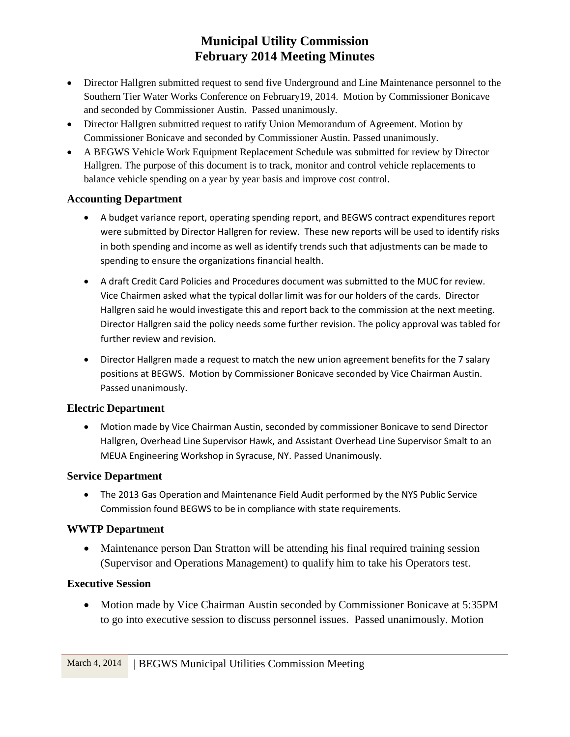# Municipal Utility Commission
# February 2014 Meeting Minutes

- Director Hallgren submitted request to send five Underground and Line Maintenance personnel to the Southern Tier Water Works Conference on February19, 2014. Motion by Commissioner Bonicave and seconded by Commissioner Austin. Passed unanimously.
- Director Hallgren submitted request to ratify Union Memorandum of Agreement. Motion by Commissioner Bonicave and seconded by Commissioner Austin. Passed unanimously.
- A BEGWS Vehicle Work Equipment Replacement Schedule was submitted for review by Director Hallgren. The purpose of this document is to track, monitor and control vehicle replacements to balance vehicle spending on a year by year basis and improve cost control.

### Accounting Department

- A budget variance report, operating spending report, and BEGWS contract expenditures report were submitted by Director Hallgren for review. These new reports will be used to identify risks in both spending and income as well as identify trends such that adjustments can be made to spending to ensure the organizations financial health.
- A draft Credit Card Policies and Procedures document was submitted to the MUC for review. Vice Chairmen asked what the typical dollar limit was for our holders of the cards. Director Hallgren said he would investigate this and report back to the commission at the next meeting. Director Hallgren said the policy needs some further revision. The policy approval was tabled for further review and revision.
- Director Hallgren made a request to match the new union agreement benefits for the 7 salary positions at BEGWS. Motion by Commissioner Bonicave seconded by Vice Chairman Austin. Passed unanimously.

### Electric Department

- Motion made by Vice Chairman Austin, seconded by commissioner Bonicave to send Director Hallgren, Overhead Line Supervisor Hawk, and Assistant Overhead Line Supervisor Smalt to an MEUA Engineering Workshop in Syracuse, NY. Passed Unanimously.

### Service Department

- The 2013 Gas Operation and Maintenance Field Audit performed by the NYS Public Service Commission found BEGWS to be in compliance with state requirements.

### WWTP Department

- Maintenance person Dan Stratton will be attending his final required training session (Supervisor and Operations Management) to qualify him to take his Operators test.

### Executive Session

- Motion made by Vice Chairman Austin seconded by Commissioner Bonicave at 5:35PM to go into executive session to discuss personnel issues. Passed unanimously. Motion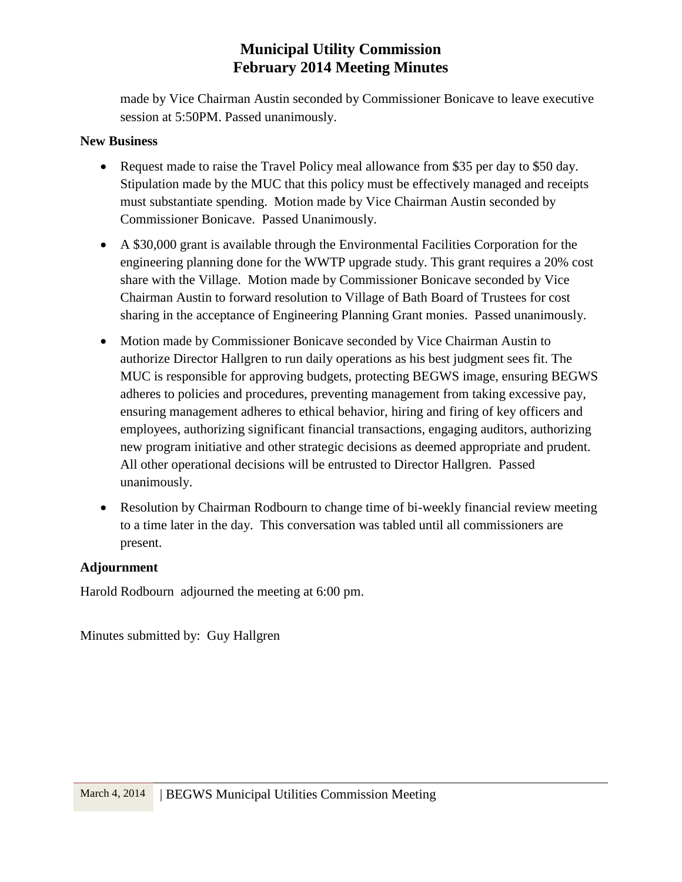made by Vice Chairman Austin seconded by Commissioner Bonicave to leave executive session at 5:50PM. Passed unanimously.

**New Business**

- Request made to raise the Travel Policy meal allowance from $35 per day to $50 day. Stipulation made by the MUC that this policy must be effectively managed and receipts must substantiate spending. Motion made by Vice Chairman Austin seconded by Commissioner Bonicave. Passed Unanimously.
- A $30,000 grant is available through the Environmental Facilities Corporation for the engineering planning done for the WWTP upgrade study. This grant requires a 20% cost share with the Village. Motion made by Commissioner Bonicave seconded by Vice Chairman Austin to forward resolution to Village of Bath Board of Trustees for cost sharing in the acceptance of Engineering Planning Grant monies. Passed unanimously.
- Motion made by Commissioner Bonicave seconded by Vice Chairman Austin to authorize Director Hallgren to run daily operations as his best judgment sees fit. The MUC is responsible for approving budgets, protecting BEGWS image, ensuring BEGWS adheres to policies and procedures, preventing management from taking excessive pay, ensuring management adheres to ethical behavior, hiring and firing of key officers and employees, authorizing significant financial transactions, engaging auditors, authorizing new program initiative and other strategic decisions as deemed appropriate and prudent. All other operational decisions will be entrusted to Director Hallgren. Passed unanimously.
- Resolution by Chairman Rodbourn to change time of bi-weekly financial review meeting to a time later in the day. This conversation was tabled until all commissioners are present.

**Adjournment**

Harold Rodbourn adjourned the meeting at 6:00 pm.

Minutes submitted by: Guy Hallgren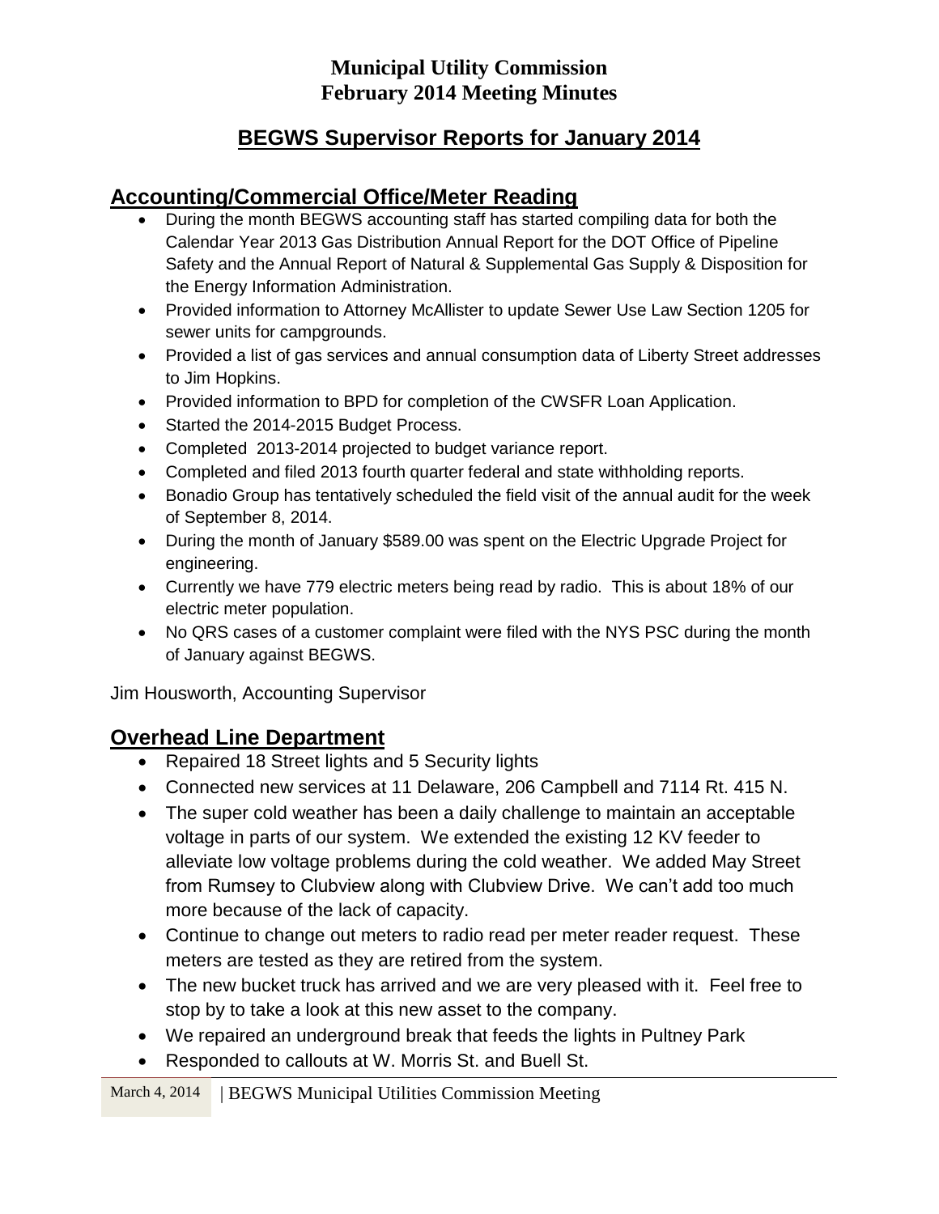# Municipal Utility Commission
# February 2014 Meeting Minutes

## BEGWS Supervisor Reports for January 2014

### Accounting/Commercial Office/Meter Reading

- During the month BEGWS accounting staff has started compiling data for both the Calendar Year 2013 Gas Distribution Annual Report for the DOT Office of Pipeline Safety and the Annual Report of Natural & Supplemental Gas Supply & Disposition for the Energy Information Administration.
- Provided information to Attorney McAllister to update Sewer Use Law Section 1205 for sewer units for campgrounds.
- Provided a list of gas services and annual consumption data of Liberty Street addresses to Jim Hopkins.
- Provided information to BPD for completion of the CWSFR Loan Application.
- Started the 2014-2015 Budget Process.
- Completed 2013-2014 projected to budget variance report.
- Completed and filed 2013 fourth quarter federal and state withholding reports.
- Bonadio Group has tentatively scheduled the field visit of the annual audit for the week of September 8, 2014.
- During the month of January $589.00 was spent on the Electric Upgrade Project for engineering.
- Currently we have 779 electric meters being read by radio. This is about 18% of our electric meter population.
- No QRS cases of a customer complaint were filed with the NYS PSC during the month of January against BEGWS.

Jim Housworth, Accounting Supervisor

### Overhead Line Department

- Repaired 18 Street lights and 5 Security lights
- Connected new services at 11 Delaware, 206 Campbell and 7114 Rt. 415 N.
- The super cold weather has been a daily challenge to maintain an acceptable voltage in parts of our system. We extended the existing 12 KV feeder to alleviate low voltage problems during the cold weather. We added May Street from Rumsey to Clubview along with Clubview Drive. We can't add too much more because of the lack of capacity.
- Continue to change out meters to radio read per meter reader request. These meters are tested as they are retired from the system.
- The new bucket truck has arrived and we are very pleased with it. Feel free to stop by to take a look at this new asset to the company.
- We repaired an underground break that feeds the lights in Pultney Park
- Responded to callouts at W. Morris St. and Buell St.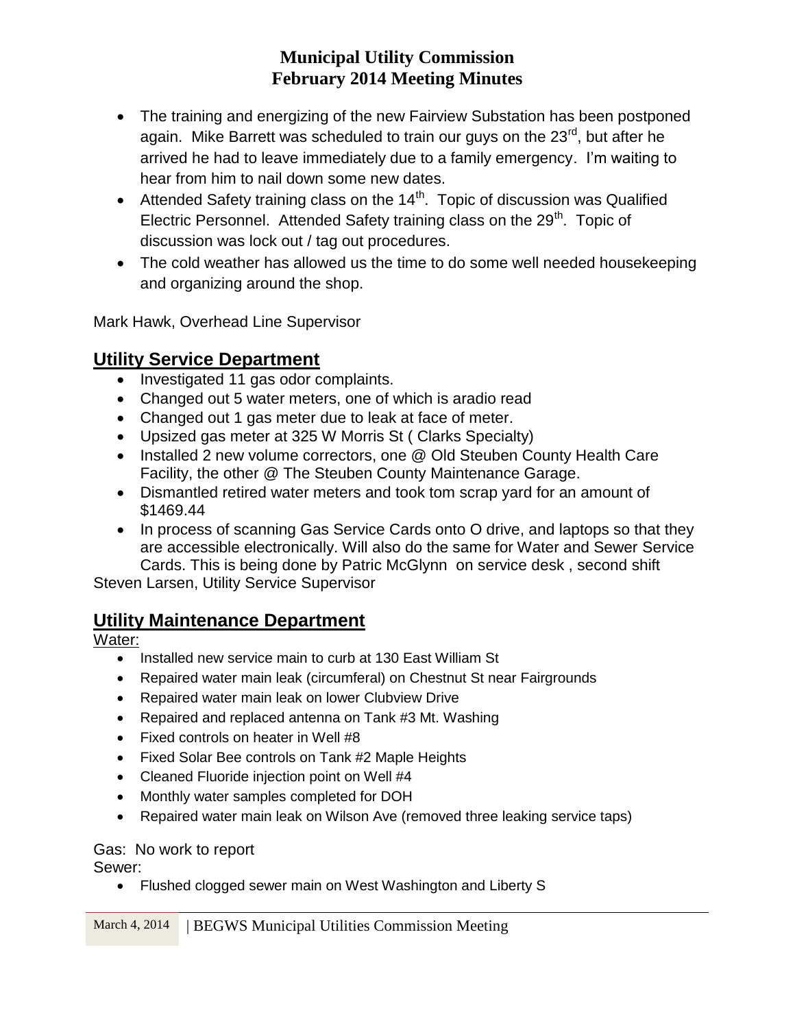**Municipal Utility Commission**
**February 2014 Meeting Minutes**

- The training and energizing of the new Fairview Substation has been postponed again. Mike Barrett was scheduled to train our guys on the 23rd, but after he arrived he had to leave immediately due to a family emergency. I'm waiting to hear from him to nail down some new dates.
- Attended Safety training class on the 14th. Topic of discussion was Qualified Electric Personnel. Attended Safety training class on the 29th. Topic of discussion was lock out / tag out procedures.
- The cold weather has allowed us the time to do some well needed housekeeping and organizing around the shop.

Mark Hawk, Overhead Line Supervisor

## Utility Service Department

- Investigated 11 gas odor complaints.
- Changed out 5 water meters, one of which is aradio read
- Changed out 1 gas meter due to leak at face of meter.
- Upsized gas meter at 325 W Morris St ( Clarks Specialty)
- Installed 2 new volume correctors, one @ Old Steuben County Health Care Facility, the other @ The Steuben County Maintenance Garage.
- Dismantled retired water meters and took tom scrap yard for an amount of $1469.44
- In process of scanning Gas Service Cards onto O drive, and laptops so that they are accessible electronically. Will also do the same for Water and Sewer Service Cards. This is being done by Patric McGlynn on service desk , second shift

Steven Larsen, Utility Service Supervisor

## Utility Maintenance Department

Water:

- Installed new service main to curb at 130 East William St
- Repaired water main leak (circumferal) on Chestnut St near Fairgrounds
- Repaired water main leak on lower Clubview Drive
- Repaired and replaced antenna on Tank #3 Mt. Washing
- Fixed controls on heater in Well #8
- Fixed Solar Bee controls on Tank #2 Maple Heights
- Cleaned Fluoride injection point on Well #4
- Monthly water samples completed for DOH
- Repaired water main leak on Wilson Ave (removed three leaking service taps)

Gas: No work to report

Sewer:

- Flushed clogged sewer main on West Washington and Liberty S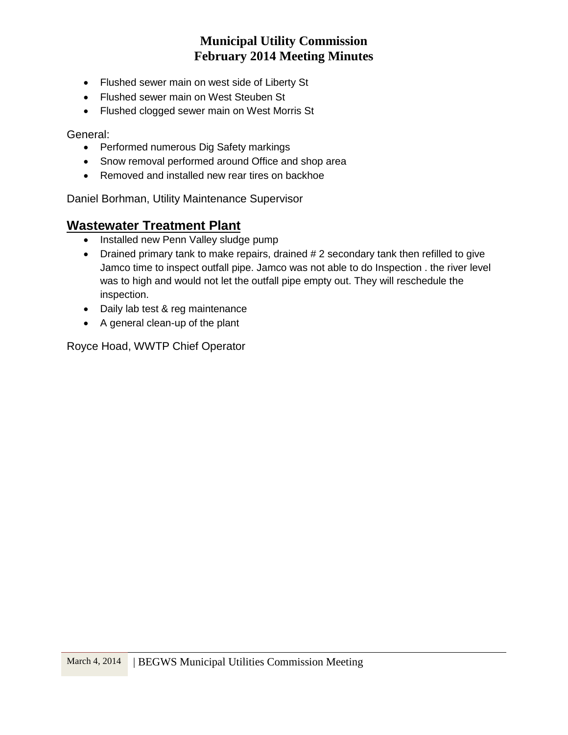- Flushed sewer main on west side of Liberty St
- Flushed sewer main on West Steuben St
- Flushed clogged sewer main on West Morris St

General:

- Performed numerous Dig Safety markings
- Snow removal performed around Office and shop area
- Removed and installed new rear tires on backhoe

Daniel Borhman, Utility Maintenance Supervisor

## Wastewater Treatment Plant

- Installed new Penn Valley sludge pump
- Drained primary tank to make repairs, drained # 2 secondary tank then refilled to give Jamco time to inspect outfall pipe. Jamco was not able to do Inspection . the river level was to high and would not let the outfall pipe empty out. They will reschedule the inspection.
- Daily lab test & reg maintenance
- A general clean-up of the plant

Royce Hoad, WWTP Chief Operator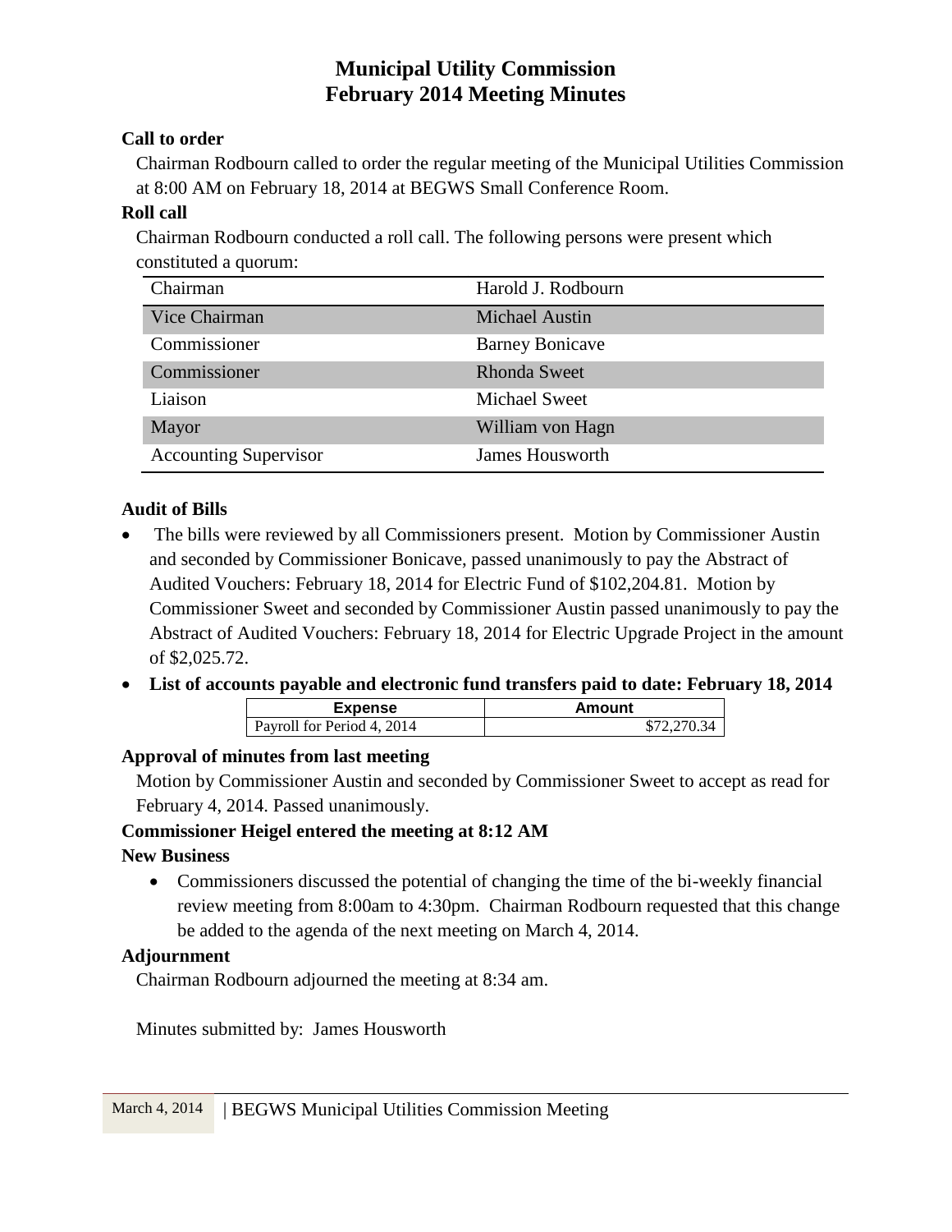# Municipal Utility Commission
# February 2014 Meeting Minutes

**Call to order**

Chairman Rodbourn called to order the regular meeting of the Municipal Utilities Commission at 8:00 AM on February 18, 2014 at BEGWS Small Conference Room.

**Roll call**

Chairman Rodbourn conducted a roll call. The following persons were present which constituted a quorum:

| | |
|---|---|
| Chairman | Harold J. Rodbourn |
| Vice Chairman | Michael Austin |
| Commissioner | Barney Bonicave |
| Commissioner | Rhonda Sweet |
| Liaison | Michael Sweet |
| Mayor | William von Hagn |
| Accounting Supervisor | James Housworth |

**Audit of Bills**

- The bills were reviewed by all Commissioners present. Motion by Commissioner Austin and seconded by Commissioner Bonicave, passed unanimously to pay the Abstract of Audited Vouchers: February 18, 2014 for Electric Fund of $102,204.81. Motion by Commissioner Sweet and seconded by Commissioner Austin passed unanimously to pay the Abstract of Audited Vouchers: February 18, 2014 for Electric Upgrade Project in the amount of $2,025.72.
- **List of accounts payable and electronic fund transfers paid to date: February 18, 2014**

| Expense | Amount |
|---|---|
| Payroll for Period 4, 2014 | $72,270.34 |

**Approval of minutes from last meeting**

Motion by Commissioner Austin and seconded by Commissioner Sweet to accept as read for February 4, 2014. Passed unanimously.

**Commissioner Heigel entered the meeting at 8:12 AM**

**New Business**

- Commissioners discussed the potential of changing the time of the bi-weekly financial review meeting from 8:00am to 4:30pm. Chairman Rodbourn requested that this change be added to the agenda of the next meeting on March 4, 2014.

**Adjournment**

Chairman Rodbourn adjourned the meeting at 8:34 am.

Minutes submitted by: James Housworth